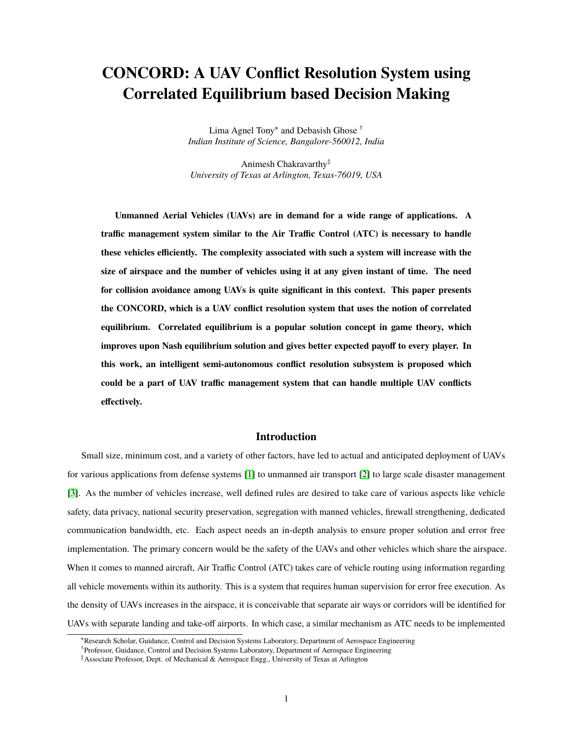# CONCORD: A UAV Conflict Resolution System using Correlated Equilibrium based Decision Making

Lima Agnel Tony* and Debasish Ghose †
*Indian Institute of Science, Bangalore-560012, India*

Animesh Chakravarthy‡
*University of Texas at Arlington, Texas-76019, USA*

**Unmanned Aerial Vehicles (UAVs) are in demand for a wide range of applications. A traffic management system similar to the Air Traffic Control (ATC) is necessary to handle these vehicles efficiently. The complexity associated with such a system will increase with the size of airspace and the number of vehicles using it at any given instant of time. The need for collision avoidance among UAVs is quite significant in this context. This paper presents the CONCORD, which is a UAV conflict resolution system that uses the notion of correlated equilibrium. Correlated equilibrium is a popular solution concept in game theory, which improves upon Nash equilibrium solution and gives better expected payoff to every player. In this work, an intelligent semi-autonomous conflict resolution subsystem is proposed which could be a part of UAV traffic management system that can handle multiple UAV conflicts effectively.**

## Introduction

Small size, minimum cost, and a variety of other factors, have led to actual and anticipated deployment of UAVs for various applications from defense systems [1] to unmanned air transport [2] to large scale disaster management [3]. As the number of vehicles increase, well defined rules are desired to take care of various aspects like vehicle safety, data privacy, national security preservation, segregation with manned vehicles, firewall strengthening, dedicated communication bandwidth, etc. Each aspect needs an in-depth analysis to ensure proper solution and error free implementation. The primary concern would be the safety of the UAVs and other vehicles which share the airspace. When it comes to manned aircraft, Air Traffic Control (ATC) takes care of vehicle routing using information regarding all vehicle movements within its authority. This is a system that requires human supervision for error free execution. As the density of UAVs increases in the airspace, it is conceivable that separate air ways or corridors will be identified for UAVs with separate landing and take-off airports. In which case, a similar mechanism as ATC needs to be implemented

*Research Scholar, Guidance, Control and Decision Systems Laboratory, Department of Aerospace Engineering
†Professor, Guidance, Control and Decision Systems Laboratory, Department of Aerospace Engineering
‡Associate Professor, Dept. of Mechanical & Aerospace Engg., University of Texas at Arlington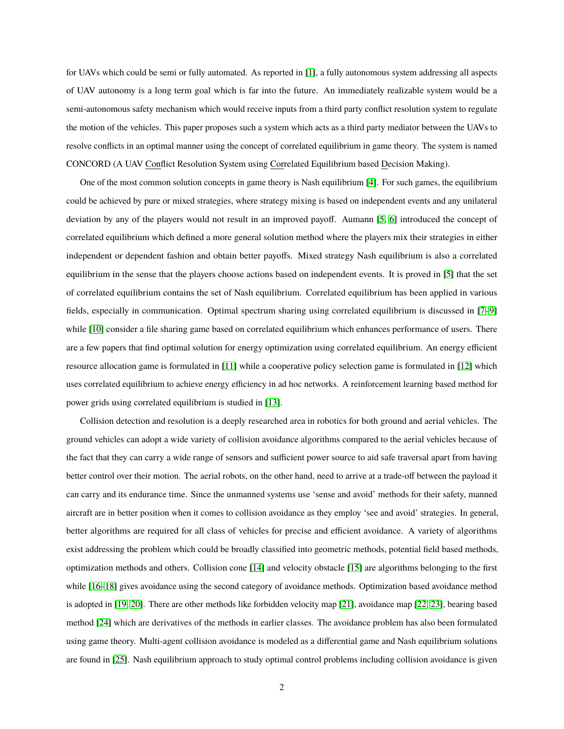for UAVs which could be semi or fully automated. As reported in [1], a fully autonomous system addressing all aspects of UAV autonomy is a long term goal which is far into the future. An immediately realizable system would be a semi-autonomous safety mechanism which would receive inputs from a third party conflict resolution system to regulate the motion of the vehicles. This paper proposes such a system which acts as a third party mediator between the UAVs to resolve conflicts in an optimal manner using the concept of correlated equilibrium in game theory. The system is named CONCORD (A UAV Conflict Resolution System using Correlated Equilibrium based Decision Making).

One of the most common solution concepts in game theory is Nash equilibrium [4]. For such games, the equilibrium could be achieved by pure or mixed strategies, where strategy mixing is based on independent events and any unilateral deviation by any of the players would not result in an improved payoff. Aumann [5, 6] introduced the concept of correlated equilibrium which defined a more general solution method where the players mix their strategies in either independent or dependent fashion and obtain better payoffs. Mixed strategy Nash equilibrium is also a correlated equilibrium in the sense that the players choose actions based on independent events. It is proved in [5] that the set of correlated equilibrium contains the set of Nash equilibrium. Correlated equilibrium has been applied in various fields, especially in communication. Optimal spectrum sharing using correlated equilibrium is discussed in [7–9] while [10] consider a file sharing game based on correlated equilibrium which enhances performance of users. There are a few papers that find optimal solution for energy optimization using correlated equilibrium. An energy efficient resource allocation game is formulated in [11] while a cooperative policy selection game is formulated in [12] which uses correlated equilibrium to achieve energy efficiency in ad hoc networks. A reinforcement learning based method for power grids using correlated equilibrium is studied in [13].

Collision detection and resolution is a deeply researched area in robotics for both ground and aerial vehicles. The ground vehicles can adopt a wide variety of collision avoidance algorithms compared to the aerial vehicles because of the fact that they can carry a wide range of sensors and sufficient power source to aid safe traversal apart from having better control over their motion. The aerial robots, on the other hand, need to arrive at a trade-off between the payload it can carry and its endurance time. Since the unmanned systems use 'sense and avoid' methods for their safety, manned aircraft are in better position when it comes to collision avoidance as they employ 'see and avoid' strategies. In general, better algorithms are required for all class of vehicles for precise and efficient avoidance. A variety of algorithms exist addressing the problem which could be broadly classified into geometric methods, potential field based methods, optimization methods and others. Collision cone [14] and velocity obstacle [15] are algorithms belonging to the first while [16–18] gives avoidance using the second category of avoidance methods. Optimization based avoidance method is adopted in [19, 20]. There are other methods like forbidden velocity map [21], avoidance map [22, 23], bearing based method [24] which are derivatives of the methods in earlier classes. The avoidance problem has also been formulated using game theory. Multi-agent collision avoidance is modeled as a differential game and Nash equilibrium solutions are found in [25]. Nash equilibrium approach to study optimal control problems including collision avoidance is given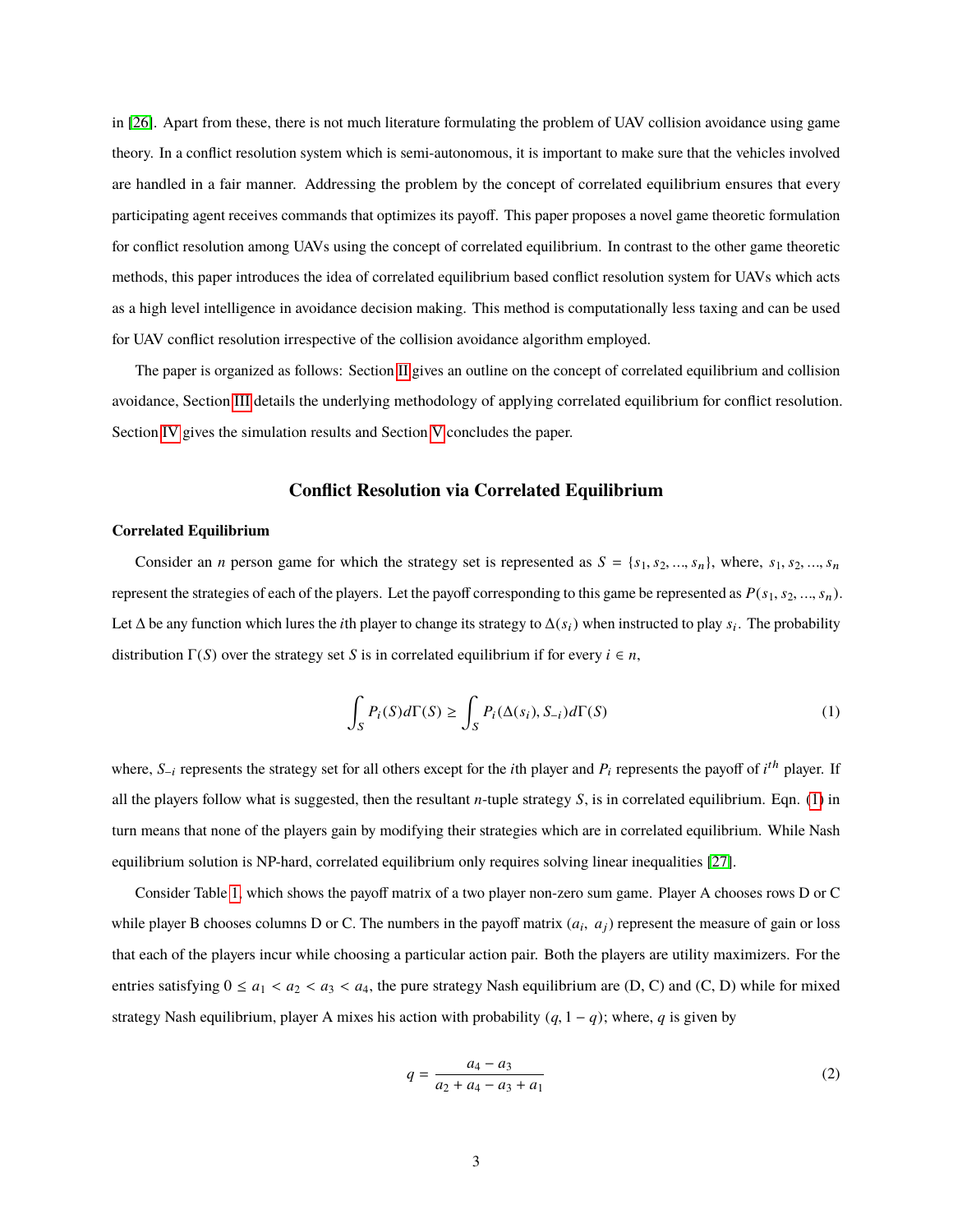in [26]. Apart from these, there is not much literature formulating the problem of UAV collision avoidance using game theory. In a conflict resolution system which is semi-autonomous, it is important to make sure that the vehicles involved are handled in a fair manner. Addressing the problem by the concept of correlated equilibrium ensures that every participating agent receives commands that optimizes its payoff. This paper proposes a novel game theoretic formulation for conflict resolution among UAVs using the concept of correlated equilibrium. In contrast to the other game theoretic methods, this paper introduces the idea of correlated equilibrium based conflict resolution system for UAVs which acts as a high level intelligence in avoidance decision making. This method is computationally less taxing and can be used for UAV conflict resolution irrespective of the collision avoidance algorithm employed.

The paper is organized as follows: Section II gives an outline on the concept of correlated equilibrium and collision avoidance, Section III details the underlying methodology of applying correlated equilibrium for conflict resolution. Section IV gives the simulation results and Section V concludes the paper.

## Conflict Resolution via Correlated Equilibrium

### Correlated Equilibrium

Consider an $n$ person game for which the strategy set is represented as $S = \{s_1, s_2, ..., s_n\}$, where, $s_1, s_2, ..., s_n$ represent the strategies of each of the players. Let the payoff corresponding to this game be represented as $P(s_1, s_2, ..., s_n)$. Let $\Delta$ be any function which lures the $i$th player to change its strategy to $\Delta(s_i)$ when instructed to play $s_i$. The probability distribution $\Gamma(S)$ over the strategy set $S$ is in correlated equilibrium if for every $i \in n$,

$$\int_S P_i(S) d\Gamma(S) \geq \int_S P_i(\Delta(s_i), S_{-i}) d\Gamma(S) \tag{1}$$

where, $S_{-i}$ represents the strategy set for all others except for the $i$th player and $P_i$ represents the payoff of $i^{th}$ player. If all the players follow what is suggested, then the resultant $n$-tuple strategy $S$, is in correlated equilibrium. Eqn. (1) in turn means that none of the players gain by modifying their strategies which are in correlated equilibrium. While Nash equilibrium solution is NP-hard, correlated equilibrium only requires solving linear inequalities [27].

Consider Table 1, which shows the payoff matrix of a two player non-zero sum game. Player A chooses rows D or C while player B chooses columns D or C. The numbers in the payoff matrix $(a_i, \ a_j)$ represent the measure of gain or loss that each of the players incur while choosing a particular action pair. Both the players are utility maximizers. For the entries satisfying $0 \leq a_1 < a_2 < a_3 < a_4$, the pure strategy Nash equilibrium are (D, C) and (C, D) while for mixed strategy Nash equilibrium, player A mixes his action with probability $(q, 1 - q)$; where, $q$ is given by

$$q = \frac{a_4 - a_3}{a_2 + a_4 - a_3 + a_1} \tag{2}$$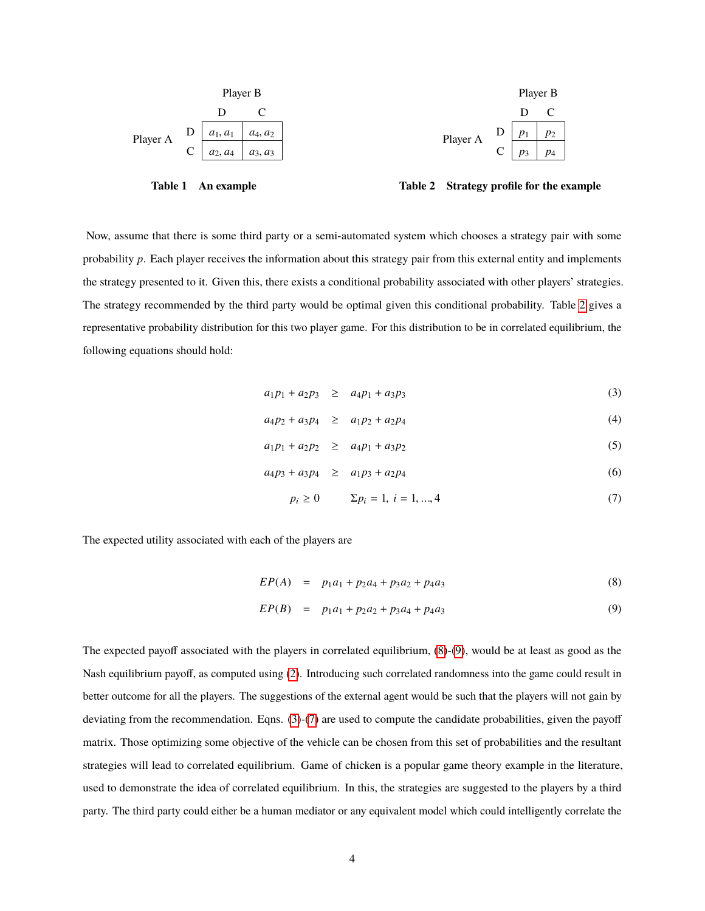| | | Player B | |
|---|---|---|---|
| | | D | C |
| Player A | D | $a_1, a_1$ | $a_4, a_2$ |
| | C | $a_2, a_4$ | $a_3, a_3$ |

**Table 1 An example**

| | | Player B | |
|---|---|---|---|
| | | D | C |
| Player A | D | $p_1$ | $p_2$ |
| | C | $p_3$ | $p_4$ |

**Table 2 Strategy profile for the example**

Now, assume that there is some third party or a semi-automated system which chooses a strategy pair with some probability $p$. Each player receives the information about this strategy pair from this external entity and implements the strategy presented to it. Given this, there exists a conditional probability associated with other players' strategies. The strategy recommended by the third party would be optimal given this conditional probability. Table 2 gives a representative probability distribution for this two player game. For this distribution to be in correlated equilibrium, the following equations should hold:

$$a_1 p_1 + a_2 p_3 \geq a_4 p_1 + a_3 p_3 \tag{3}$$

$$a_4 p_2 + a_3 p_4 \geq a_1 p_2 + a_2 p_4 \tag{4}$$

$$a_1 p_1 + a_2 p_2 \geq a_4 p_1 + a_3 p_2 \tag{5}$$

$$a_4 p_3 + a_3 p_4 \geq a_1 p_3 + a_2 p_4 \tag{6}$$

$$p_i \geq 0 \qquad \Sigma p_i = 1, \ i = 1, ..., 4 \tag{7}$$

The expected utility associated with each of the players are

$$EP(A) = p_1 a_1 + p_2 a_4 + p_3 a_2 + p_4 a_3 \tag{8}$$

$$EP(B) = p_1 a_1 + p_2 a_2 + p_3 a_4 + p_4 a_3 \tag{9}$$

The expected payoff associated with the players in correlated equilibrium, (8)-(9), would be at least as good as the Nash equilibrium payoff, as computed using (2). Introducing such correlated randomness into the game could result in better outcome for all the players. The suggestions of the external agent would be such that the players will not gain by deviating from the recommendation. Eqns. (3)-(7) are used to compute the candidate probabilities, given the payoff matrix. Those optimizing some objective of the vehicle can be chosen from this set of probabilities and the resultant strategies will lead to correlated equilibrium. Game of chicken is a popular game theory example in the literature, used to demonstrate the idea of correlated equilibrium. In this, the strategies are suggested to the players by a third party. The third party could either be a human mediator or any equivalent model which could intelligently correlate the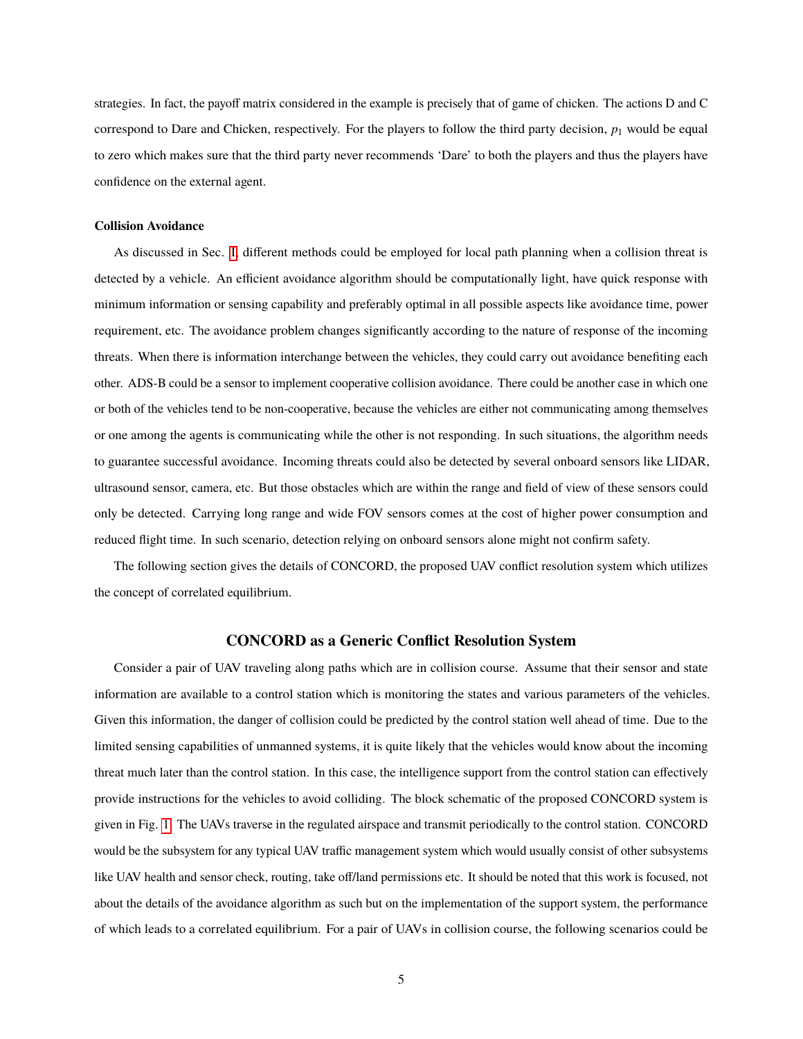strategies. In fact, the payoff matrix considered in the example is precisely that of game of chicken. The actions D and C correspond to Dare and Chicken, respectively. For the players to follow the third party decision, $p_1$ would be equal to zero which makes sure that the third party never recommends 'Dare' to both the players and thus the players have confidence on the external agent.

**Collision Avoidance**

As discussed in Sec. I, different methods could be employed for local path planning when a collision threat is detected by a vehicle. An efficient avoidance algorithm should be computationally light, have quick response with minimum information or sensing capability and preferably optimal in all possible aspects like avoidance time, power requirement, etc. The avoidance problem changes significantly according to the nature of response of the incoming threats. When there is information interchange between the vehicles, they could carry out avoidance benefiting each other. ADS-B could be a sensor to implement cooperative collision avoidance. There could be another case in which one or both of the vehicles tend to be non-cooperative, because the vehicles are either not communicating among themselves or one among the agents is communicating while the other is not responding. In such situations, the algorithm needs to guarantee successful avoidance. Incoming threats could also be detected by several onboard sensors like LIDAR, ultrasound sensor, camera, etc. But those obstacles which are within the range and field of view of these sensors could only be detected. Carrying long range and wide FOV sensors comes at the cost of higher power consumption and reduced flight time. In such scenario, detection relying on onboard sensors alone might not confirm safety.

The following section gives the details of CONCORD, the proposed UAV conflict resolution system which utilizes the concept of correlated equilibrium.

## CONCORD as a Generic Conflict Resolution System

Consider a pair of UAV traveling along paths which are in collision course. Assume that their sensor and state information are available to a control station which is monitoring the states and various parameters of the vehicles. Given this information, the danger of collision could be predicted by the control station well ahead of time. Due to the limited sensing capabilities of unmanned systems, it is quite likely that the vehicles would know about the incoming threat much later than the control station. In this case, the intelligence support from the control station can effectively provide instructions for the vehicles to avoid colliding. The block schematic of the proposed CONCORD system is given in Fig. 1. The UAVs traverse in the regulated airspace and transmit periodically to the control station. CONCORD would be the subsystem for any typical UAV traffic management system which would usually consist of other subsystems like UAV health and sensor check, routing, take off/land permissions etc. It should be noted that this work is focused, not about the details of the avoidance algorithm as such but on the implementation of the support system, the performance of which leads to a correlated equilibrium. For a pair of UAVs in collision course, the following scenarios could be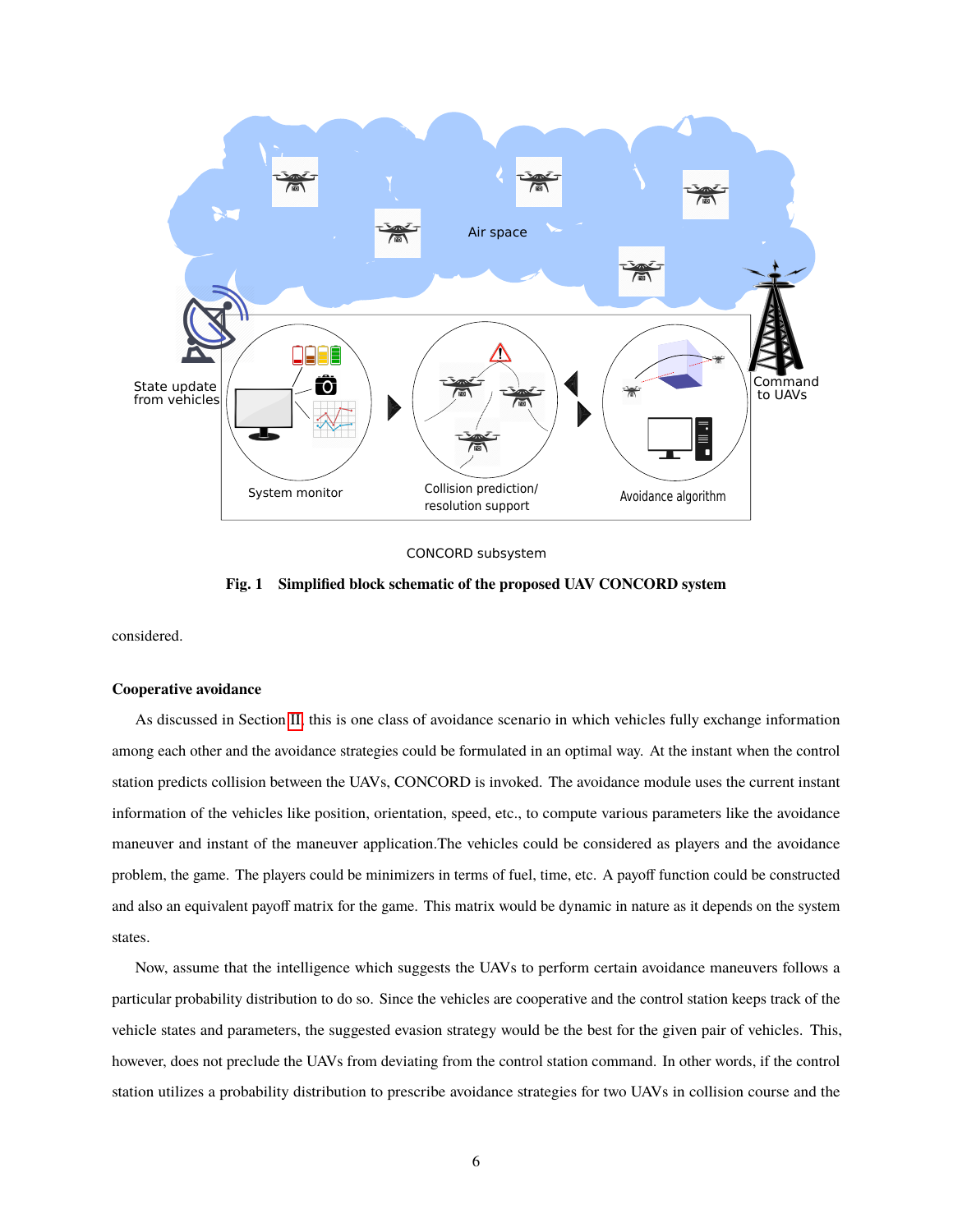Fig. 1 Simplified block schematic of the proposed UAV CONCORD system

considered.

**Cooperative avoidance**

As discussed in Section II, this is one class of avoidance scenario in which vehicles fully exchange information among each other and the avoidance strategies could be formulated in an optimal way. At the instant when the control station predicts collision between the UAVs, CONCORD is invoked. The avoidance module uses the current instant information of the vehicles like position, orientation, speed, etc., to compute various parameters like the avoidance maneuver and instant of the maneuver application.The vehicles could be considered as players and the avoidance problem, the game. The players could be minimizers in terms of fuel, time, etc. A payoff function could be constructed and also an equivalent payoff matrix for the game. This matrix would be dynamic in nature as it depends on the system states.

Now, assume that the intelligence which suggests the UAVs to perform certain avoidance maneuvers follows a particular probability distribution to do so. Since the vehicles are cooperative and the control station keeps track of the vehicle states and parameters, the suggested evasion strategy would be the best for the given pair of vehicles. This, however, does not preclude the UAVs from deviating from the control station command. In other words, if the control station utilizes a probability distribution to prescribe avoidance strategies for two UAVs in collision course and the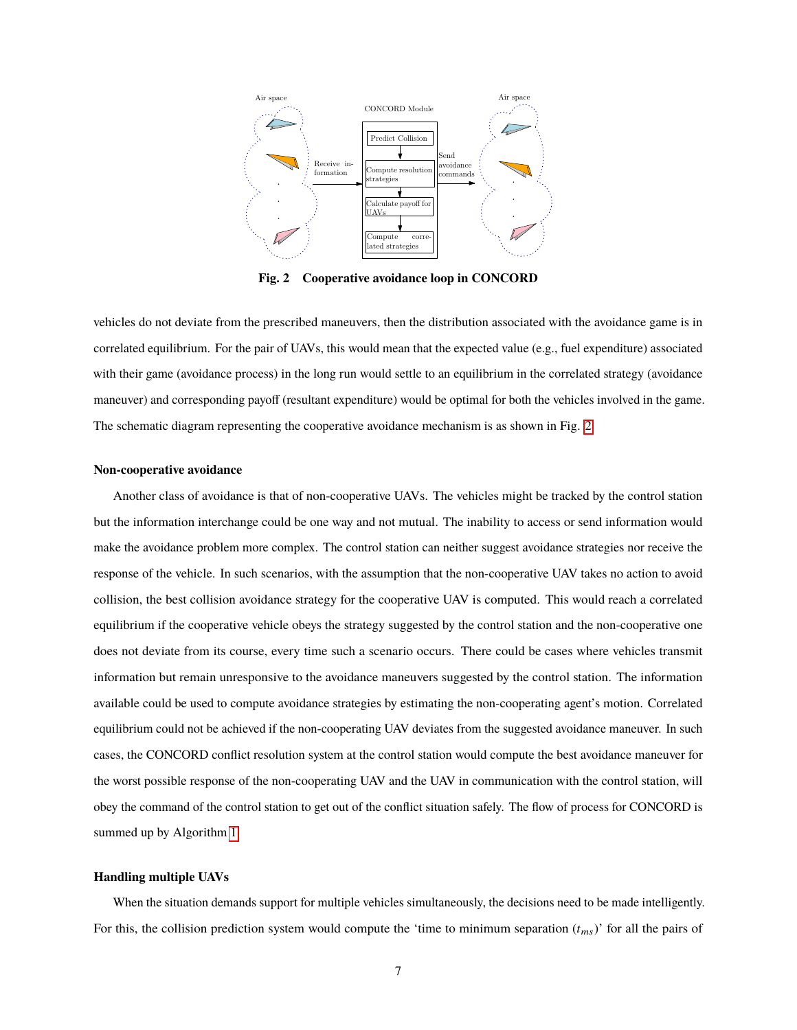Fig. 2 Cooperative avoidance loop in CONCORD

vehicles do not deviate from the prescribed maneuvers, then the distribution associated with the avoidance game is in correlated equilibrium. For the pair of UAVs, this would mean that the expected value (e.g., fuel expenditure) associated with their game (avoidance process) in the long run would settle to an equilibrium in the correlated strategy (avoidance maneuver) and corresponding payoff (resultant expenditure) would be optimal for both the vehicles involved in the game. The schematic diagram representing the cooperative avoidance mechanism is as shown in Fig. 2

#### Non-cooperative avoidance

Another class of avoidance is that of non-cooperative UAVs. The vehicles might be tracked by the control station but the information interchange could be one way and not mutual. The inability to access or send information would make the avoidance problem more complex. The control station can neither suggest avoidance strategies nor receive the response of the vehicle. In such scenarios, with the assumption that the non-cooperative UAV takes no action to avoid collision, the best collision avoidance strategy for the cooperative UAV is computed. This would reach a correlated equilibrium if the cooperative vehicle obeys the strategy suggested by the control station and the non-cooperative one does not deviate from its course, every time such a scenario occurs. There could be cases where vehicles transmit information but remain unresponsive to the avoidance maneuvers suggested by the control station. The information available could be used to compute avoidance strategies by estimating the non-cooperating agent's motion. Correlated equilibrium could not be achieved if the non-cooperating UAV deviates from the suggested avoidance maneuver. In such cases, the CONCORD conflict resolution system at the control station would compute the best avoidance maneuver for the worst possible response of the non-cooperating UAV and the UAV in communication with the control station, will obey the command of the control station to get out of the conflict situation safely. The flow of process for CONCORD is summed up by Algorithm 1

#### Handling multiple UAVs

When the situation demands support for multiple vehicles simultaneously, the decisions need to be made intelligently. For this, the collision prediction system would compute the 'time to minimum separation ($t_{ms}$)' for all the pairs of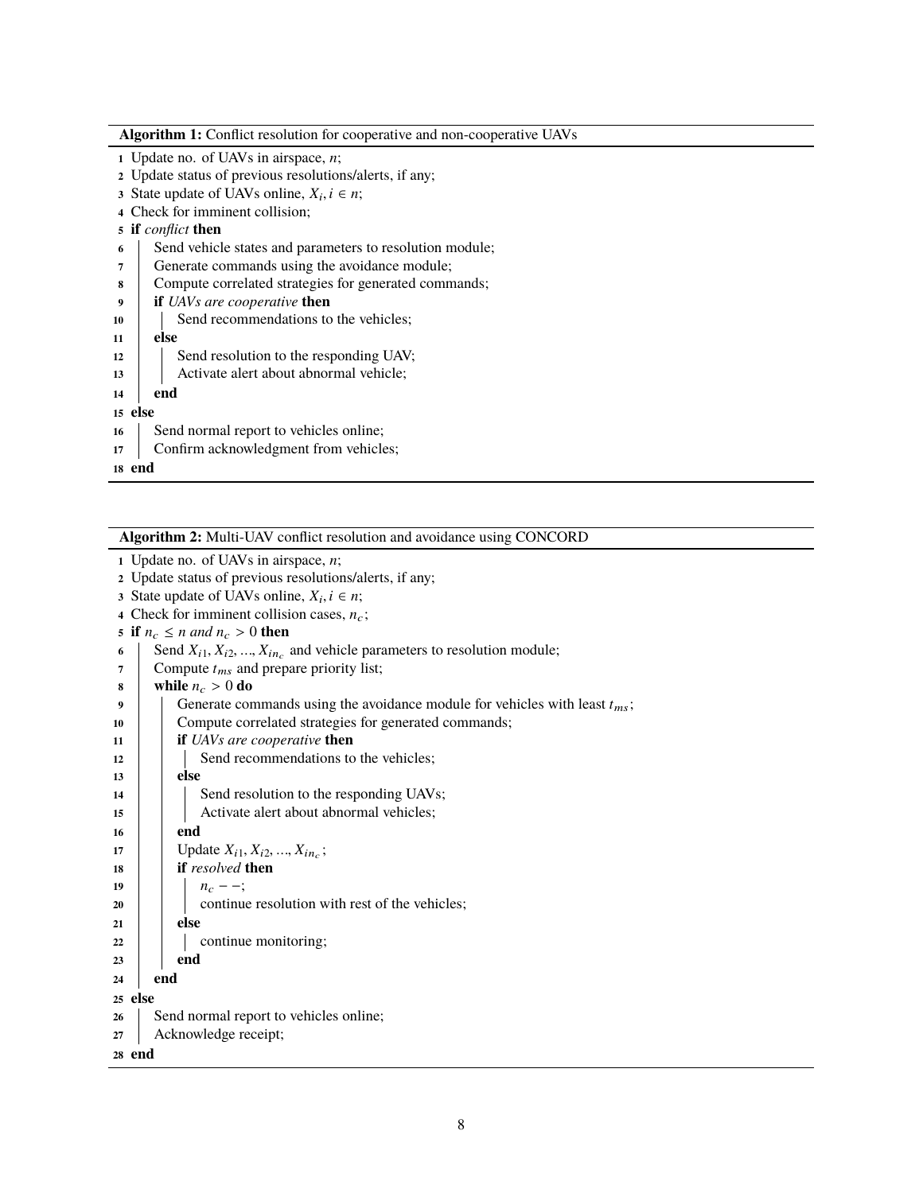**Algorithm 1:** Conflict resolution for cooperative and non-cooperative UAVs

```
1  Update no. of UAVs in airspace, n;
2  Update status of previous resolutions/alerts, if any;
3  State update of UAVs online, X_i, i ∈ n;
4  Check for imminent collision;
5  if conflict then
6  │  Send vehicle states and parameters to resolution module;
7  │  Generate commands using the avoidance module;
8  │  Compute correlated strategies for generated commands;
9  │  if UAVs are cooperative then
10 │  │  Send recommendations to the vehicles;
11 │  else
12 │  │  Send resolution to the responding UAV;
13 │  │  Activate alert about abnormal vehicle;
14 │  end
15 else
16 │  Send normal report to vehicles online;
17 │  Confirm acknowledgment from vehicles;
18 end
```

**Algorithm 2:** Multi-UAV conflict resolution and avoidance using CONCORD

```
1  Update no. of UAVs in airspace, n;
2  Update status of previous resolutions/alerts, if any;
3  State update of UAVs online, X_i, i ∈ n;
4  Check for imminent collision cases, n_c;
5  if n_c ≤ n and n_c > 0 then
6  │  Send X_i1, X_i2, ..., X_in_c and vehicle parameters to resolution module;
7  │  Compute t_ms and prepare priority list;
8  │  while n_c > 0 do
9  │  │  Generate commands using the avoidance module for vehicles with least t_ms;
10 │  │  Compute correlated strategies for generated commands;
11 │  │  if UAVs are cooperative then
12 │  │  │  Send recommendations to the vehicles;
13 │  │  else
14 │  │  │  Send resolution to the responding UAVs;
15 │  │  │  Activate alert about abnormal vehicles;
16 │  │  end
17 │  │  Update X_i1, X_i2, ..., X_in_c;
18 │  │  if resolved then
19 │  │  │  n_c − −;
20 │  │  │  continue resolution with rest of the vehicles;
21 │  │  else
22 │  │  │  continue monitoring;
23 │  │  end
24 │  end
25 else
26 │  Send normal report to vehicles online;
27 │  Acknowledge receipt;
28 end
```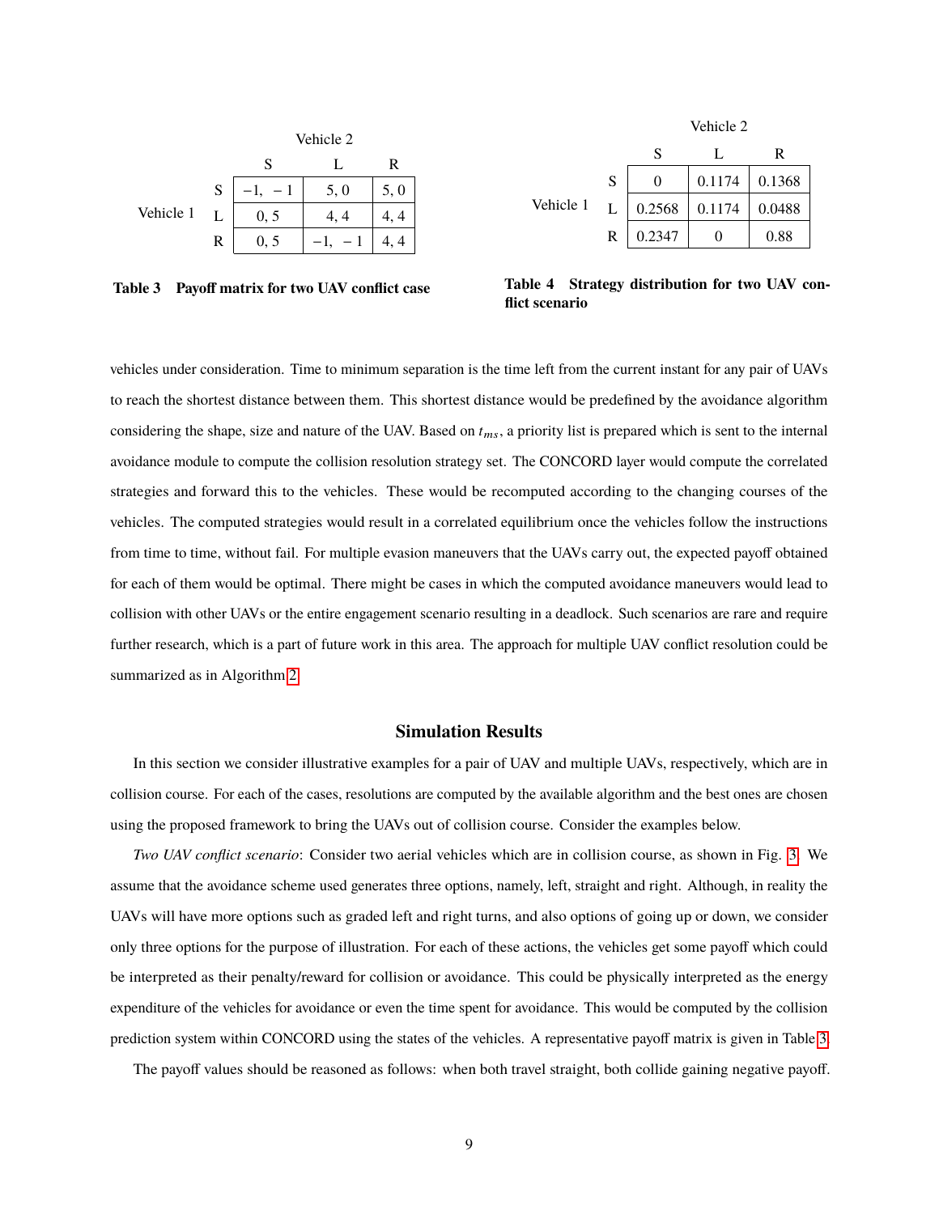| | | Vehicle 2 | | |
|---|---|---|---|---|
| | | S | L | R |
| Vehicle 1 | S | −1, −1 | 5, 0 | 5, 0 |
| | L | 0, 5 | 4, 4 | 4, 4 |
| | R | 0, 5 | −1, −1 | 4, 4 |

**Table 3 Payoff matrix for two UAV conflict case**

| | | Vehicle 2 | | |
|---|---|---|---|---|
| | | S | L | R |
| Vehicle 1 | S | 0 | 0.1174 | 0.1368 |
| | L | 0.2568 | 0.1174 | 0.0488 |
| | R | 0.2347 | 0 | 0.88 |

**Table 4 Strategy distribution for two UAV conflict scenario**

vehicles under consideration. Time to minimum separation is the time left from the current instant for any pair of UAVs to reach the shortest distance between them. This shortest distance would be predefined by the avoidance algorithm considering the shape, size and nature of the UAV. Based on $t_{ms}$, a priority list is prepared which is sent to the internal avoidance module to compute the collision resolution strategy set. The CONCORD layer would compute the correlated strategies and forward this to the vehicles. These would be recomputed according to the changing courses of the vehicles. The computed strategies would result in a correlated equilibrium once the vehicles follow the instructions from time to time, without fail. For multiple evasion maneuvers that the UAVs carry out, the expected payoff obtained for each of them would be optimal. There might be cases in which the computed avoidance maneuvers would lead to collision with other UAVs or the entire engagement scenario resulting in a deadlock. Such scenarios are rare and require further research, which is a part of future work in this area. The approach for multiple UAV conflict resolution could be summarized as in Algorithm 2.

## Simulation Results

In this section we consider illustrative examples for a pair of UAV and multiple UAVs, respectively, which are in collision course. For each of the cases, resolutions are computed by the available algorithm and the best ones are chosen using the proposed framework to bring the UAVs out of collision course. Consider the examples below.

*Two UAV conflict scenario*: Consider two aerial vehicles which are in collision course, as shown in Fig. 3. We assume that the avoidance scheme used generates three options, namely, left, straight and right. Although, in reality the UAVs will have more options such as graded left and right turns, and also options of going up or down, we consider only three options for the purpose of illustration. For each of these actions, the vehicles get some payoff which could be interpreted as their penalty/reward for collision or avoidance. This could be physically interpreted as the energy expenditure of the vehicles for avoidance or even the time spent for avoidance. This would be computed by the collision prediction system within CONCORD using the states of the vehicles. A representative payoff matrix is given in Table 3.

The payoff values should be reasoned as follows: when both travel straight, both collide gaining negative payoff.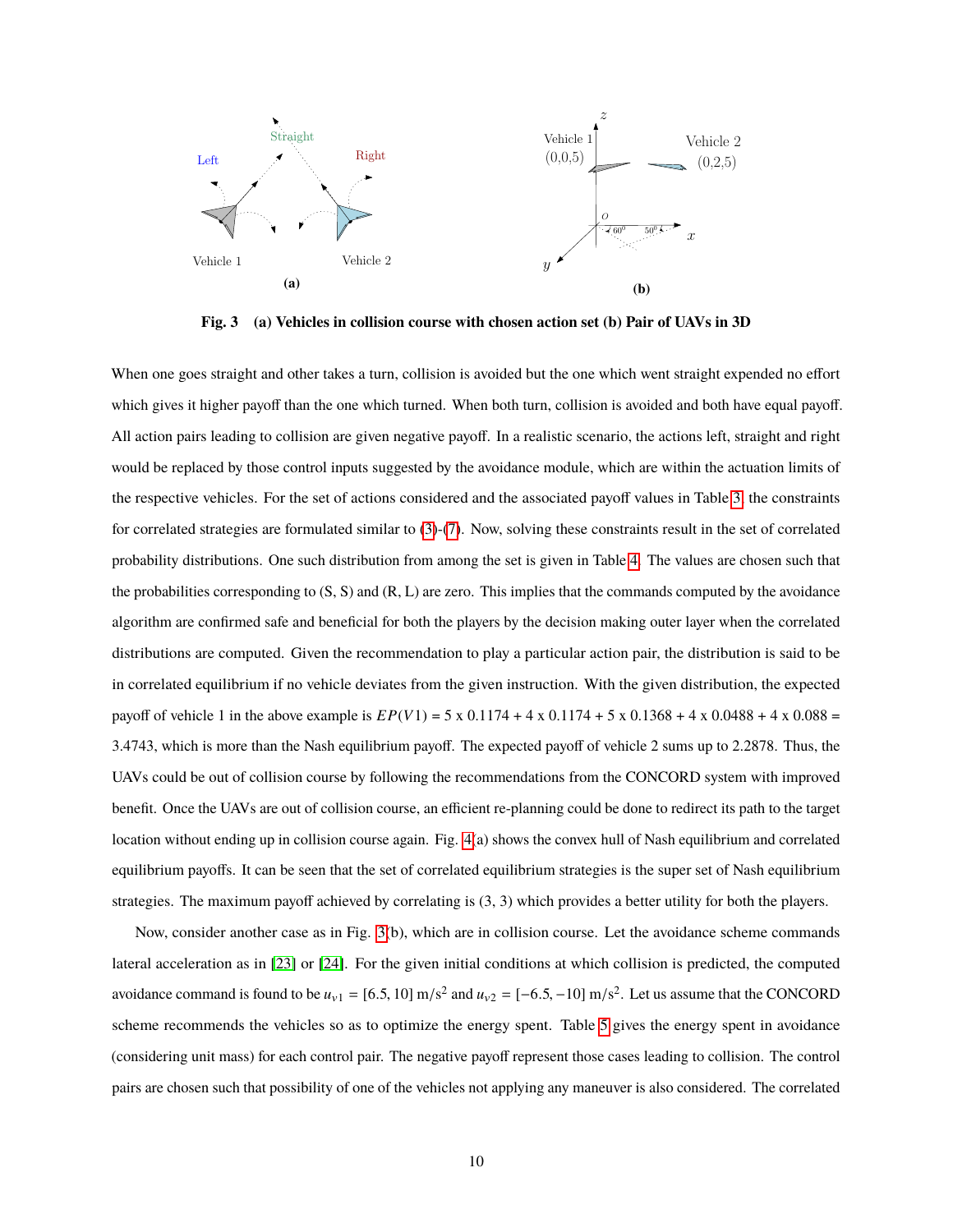**Fig. 3 (a) Vehicles in collision course with chosen action set (b) Pair of UAVs in 3D**

When one goes straight and other takes a turn, collision is avoided but the one which went straight expended no effort which gives it higher payoff than the one which turned. When both turn, collision is avoided and both have equal payoff. All action pairs leading to collision are given negative payoff. In a realistic scenario, the actions left, straight and right would be replaced by those control inputs suggested by the avoidance module, which are within the actuation limits of the respective vehicles. For the set of actions considered and the associated payoff values in Table 3, the constraints for correlated strategies are formulated similar to (3)-(7). Now, solving these constraints result in the set of correlated probability distributions. One such distribution from among the set is given in Table 4. The values are chosen such that the probabilities corresponding to (S, S) and (R, L) are zero. This implies that the commands computed by the avoidance algorithm are confirmed safe and beneficial for both the players by the decision making outer layer when the correlated distributions are computed. Given the recommendation to play a particular action pair, the distribution is said to be in correlated equilibrium if no vehicle deviates from the given instruction. With the given distribution, the expected payoff of vehicle 1 in the above example is $EP(V1)$ = 5 x 0.1174 + 4 x 0.1174 + 5 x 0.1368 + 4 x 0.0488 + 4 x 0.088 = 3.4743, which is more than the Nash equilibrium payoff. The expected payoff of vehicle 2 sums up to 2.2878. Thus, the UAVs could be out of collision course by following the recommendations from the CONCORD system with improved benefit. Once the UAVs are out of collision course, an efficient re-planning could be done to redirect its path to the target location without ending up in collision course again. Fig. 4(a) shows the convex hull of Nash equilibrium and correlated equilibrium payoffs. It can be seen that the set of correlated equilibrium strategies is the super set of Nash equilibrium strategies. The maximum payoff achieved by correlating is (3, 3) which provides a better utility for both the players.

Now, consider another case as in Fig. 3(b), which are in collision course. Let the avoidance scheme commands lateral acceleration as in [23] or [24]. For the given initial conditions at which collision is predicted, the computed avoidance command is found to be $u_{v1} = [6.5, 10]$ m/s$^2$ and $u_{v2} = [-6.5, -10]$ m/s$^2$. Let us assume that the CONCORD scheme recommends the vehicles so as to optimize the energy spent. Table 5 gives the energy spent in avoidance (considering unit mass) for each control pair. The negative payoff represent those cases leading to collision. The control pairs are chosen such that possibility of one of the vehicles not applying any maneuver is also considered. The correlated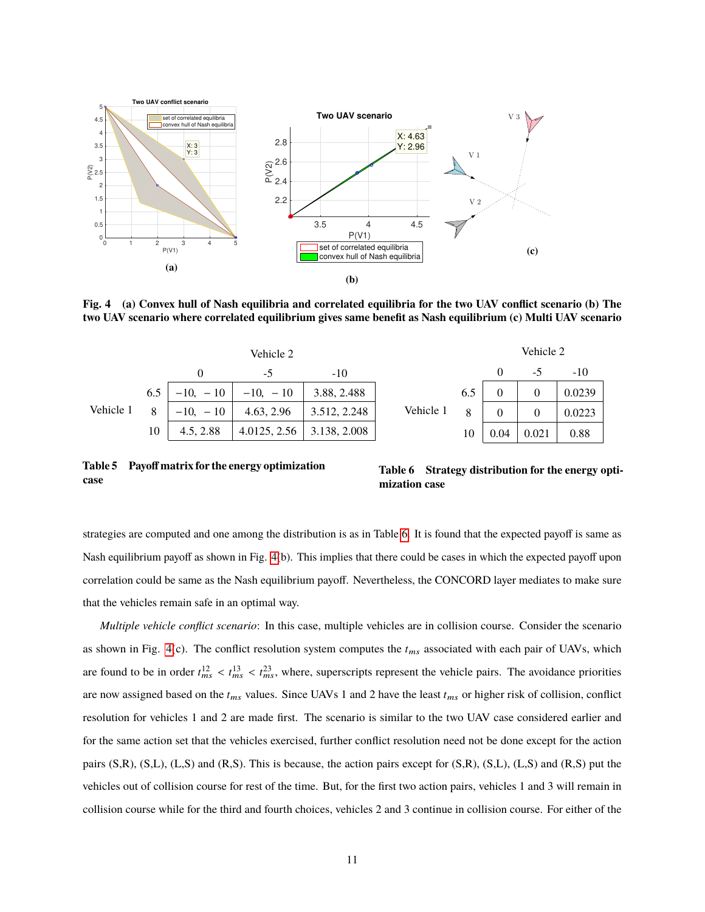**Fig. 4 (a) Convex hull of Nash equilibria and correlated equilibria for the two UAV conflict scenario (b) The two UAV scenario where correlated equilibrium gives same benefit as Nash equilibrium (c) Multi UAV scenario**

| | | Vehicle 2 | | |
|---|---|---|---|---|
| | | 0 | -5 | -10 |
| Vehicle 1 | 6.5 | −10, − 10 | −10, − 10 | 3.88, 2.488 |
| | 8 | −10, − 10 | 4.63, 2.96 | 3.512, 2.248 |
| | 10 | 4.5, 2.88 | 4.0125, 2.56 | 3.138, 2.008 |

**Table 5 Payoff matrix for the energy optimization case**

| | | Vehicle 2 | | |
|---|---|---|---|---|
| | | 0 | -5 | -10 |
| Vehicle 1 | 6.5 | 0 | 0 | 0.0239 |
| | 8 | 0 | 0 | 0.0223 |
| | 10 | 0.04 | 0.021 | 0.88 |

**Table 6 Strategy distribution for the energy optimization case**

strategies are computed and one among the distribution is as in Table 6. It is found that the expected payoff is same as Nash equilibrium payoff as shown in Fig. 4(b). This implies that there could be cases in which the expected payoff upon correlation could be same as the Nash equilibrium payoff. Nevertheless, the CONCORD layer mediates to make sure that the vehicles remain safe in an optimal way.

*Multiple vehicle conflict scenario*: In this case, multiple vehicles are in collision course. Consider the scenario as shown in Fig. 4(c). The conflict resolution system computes the $t_{ms}$ associated with each pair of UAVs, which are found to be in order $t_{ms}^{12} < t_{ms}^{13} < t_{ms}^{23}$, where, superscripts represent the vehicle pairs. The avoidance priorities are now assigned based on the $t_{ms}$ values. Since UAVs 1 and 2 have the least $t_{ms}$ or higher risk of collision, conflict resolution for vehicles 1 and 2 are made first. The scenario is similar to the two UAV case considered earlier and for the same action set that the vehicles exercised, further conflict resolution need not be done except for the action pairs (S,R), (S,L), (L,S) and (R,S). This is because, the action pairs except for (S,R), (S,L), (L,S) and (R,S) put the vehicles out of collision course for rest of the time. But, for the first two action pairs, vehicles 1 and 3 will remain in collision course while for the third and fourth choices, vehicles 2 and 3 continue in collision course. For either of the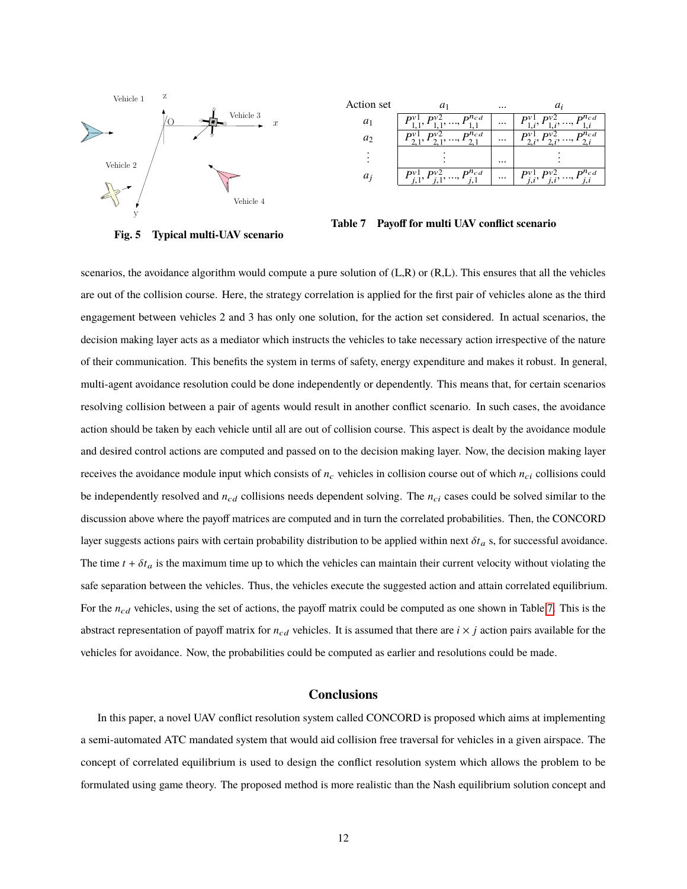Fig. 5 Typical multi-UAV scenario

| Action set | $a_1$ | ... | $a_i$ |
|---|---|---|---|
| $a_1$ | $P^{v1}_{1,1}, P^{v2}_{1,1}, ..., P^{n_{cd}}_{1,1}$ | ... | $P^{v1}_{1,i}, P^{v2}_{1,i}, ..., P^{n_{cd}}_{1,i}$ |
| $a_2$ | $P^{v1}_{2,1}, P^{v2}_{2,1}, ..., P^{n_{cd}}_{2,1}$ | ... | $P^{v1}_{2,i}, P^{v2}_{2,i}, ..., P^{n_{cd}}_{2,i}$ |
| $\vdots$ | $\vdots$ | ... | $\vdots$ |
| $a_j$ | $P^{v1}_{j,1}, P^{v2}_{j,1}, ..., P^{n_{cd}}_{j,1}$ | ... | $P^{v1}_{j,i}, P^{v2}_{j,i}, ..., P^{n_{cd}}_{j,i}$ |

**Table 7 Payoff for multi UAV conflict scenario**

scenarios, the avoidance algorithm would compute a pure solution of (L,R) or (R,L). This ensures that all the vehicles are out of the collision course. Here, the strategy correlation is applied for the first pair of vehicles alone as the third engagement between vehicles 2 and 3 has only one solution, for the action set considered. In actual scenarios, the decision making layer acts as a mediator which instructs the vehicles to take necessary action irrespective of the nature of their communication. This benefits the system in terms of safety, energy expenditure and makes it robust. In general, multi-agent avoidance resolution could be done independently or dependently. This means that, for certain scenarios resolving collision between a pair of agents would result in another conflict scenario. In such cases, the avoidance action should be taken by each vehicle until all are out of collision course. This aspect is dealt by the avoidance module and desired control actions are computed and passed on to the decision making layer. Now, the decision making layer receives the avoidance module input which consists of $n_c$ vehicles in collision course out of which $n_{ci}$ collisions could be independently resolved and $n_{cd}$ collisions needs dependent solving. The $n_{ci}$ cases could be solved similar to the discussion above where the payoff matrices are computed and in turn the correlated probabilities. Then, the CONCORD layer suggests actions pairs with certain probability distribution to be applied within next $\delta t_a$ s, for successful avoidance. The time $t + \delta t_a$ is the maximum time up to which the vehicles can maintain their current velocity without violating the safe separation between the vehicles. Thus, the vehicles execute the suggested action and attain correlated equilibrium. For the $n_{cd}$ vehicles, using the set of actions, the payoff matrix could be computed as one shown in Table 7. This is the abstract representation of payoff matrix for $n_{cd}$ vehicles. It is assumed that there are $i \times j$ action pairs available for the vehicles for avoidance. Now, the probabilities could be computed as earlier and resolutions could be made.

## Conclusions

In this paper, a novel UAV conflict resolution system called CONCORD is proposed which aims at implementing a semi-automated ATC mandated system that would aid collision free traversal for vehicles in a given airspace. The concept of correlated equilibrium is used to design the conflict resolution system which allows the problem to be formulated using game theory. The proposed method is more realistic than the Nash equilibrium solution concept and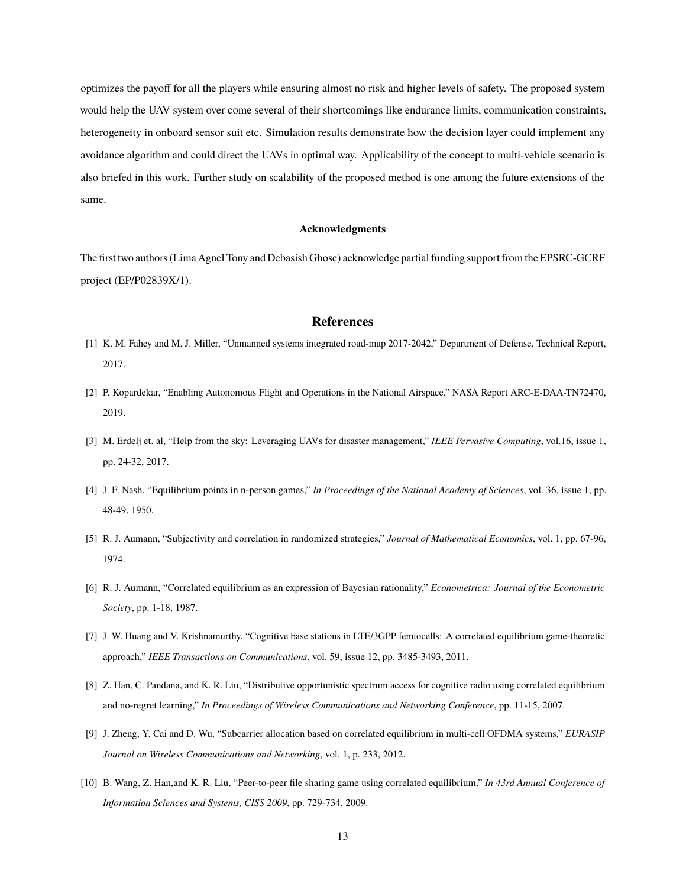optimizes the payoff for all the players while ensuring almost no risk and higher levels of safety. The proposed system would help the UAV system over come several of their shortcomings like endurance limits, communication constraints, heterogeneity in onboard sensor suit etc. Simulation results demonstrate how the decision layer could implement any avoidance algorithm and could direct the UAVs in optimal way. Applicability of the concept to multi-vehicle scenario is also briefed in this work. Further study on scalability of the proposed method is one among the future extensions of the same.

**Acknowledgments**

The first two authors (Lima Agnel Tony and Debasish Ghose) acknowledge partial funding support from the EPSRC-GCRF project (EP/P02839X/1).

## References

[1] K. M. Fahey and M. J. Miller, "Unmanned systems integrated road-map 2017-2042," Department of Defense, Technical Report, 2017.

[2] P. Kopardekar, "Enabling Autonomous Flight and Operations in the National Airspace," NASA Report ARC-E-DAA-TN72470, 2019.

[3] M. Erdelj et. al, "Help from the sky: Leveraging UAVs for disaster management," *IEEE Pervasive Computing*, vol.16, issue 1, pp. 24-32, 2017.

[4] J. F. Nash, "Equilibrium points in n-person games," *In Proceedings of the National Academy of Sciences*, vol. 36, issue 1, pp. 48-49, 1950.

[5] R. J. Aumann, "Subjectivity and correlation in randomized strategies," *Journal of Mathematical Economics*, vol. 1, pp. 67-96, 1974.

[6] R. J. Aumann, "Correlated equilibrium as an expression of Bayesian rationality," *Econometrica: Journal of the Econometric Society*, pp. 1-18, 1987.

[7] J. W. Huang and V. Krishnamurthy, "Cognitive base stations in LTE/3GPP femtocells: A correlated equilibrium game-theoretic approach," *IEEE Transactions on Communications*, vol. 59, issue 12, pp. 3485-3493, 2011.

[8] Z. Han, C. Pandana, and K. R. Liu, "Distributive opportunistic spectrum access for cognitive radio using correlated equilibrium and no-regret learning," *In Proceedings of Wireless Communications and Networking Conference*, pp. 11-15, 2007.

[9] J. Zheng, Y. Cai and D. Wu, "Subcarrier allocation based on correlated equilibrium in multi-cell OFDMA systems," *EURASIP Journal on Wireless Communications and Networking*, vol. 1, p. 233, 2012.

[10] B. Wang, Z. Han,and K. R. Liu, "Peer-to-peer file sharing game using correlated equilibrium," *In 43rd Annual Conference of Information Sciences and Systems, CISS 2009*, pp. 729-734, 2009.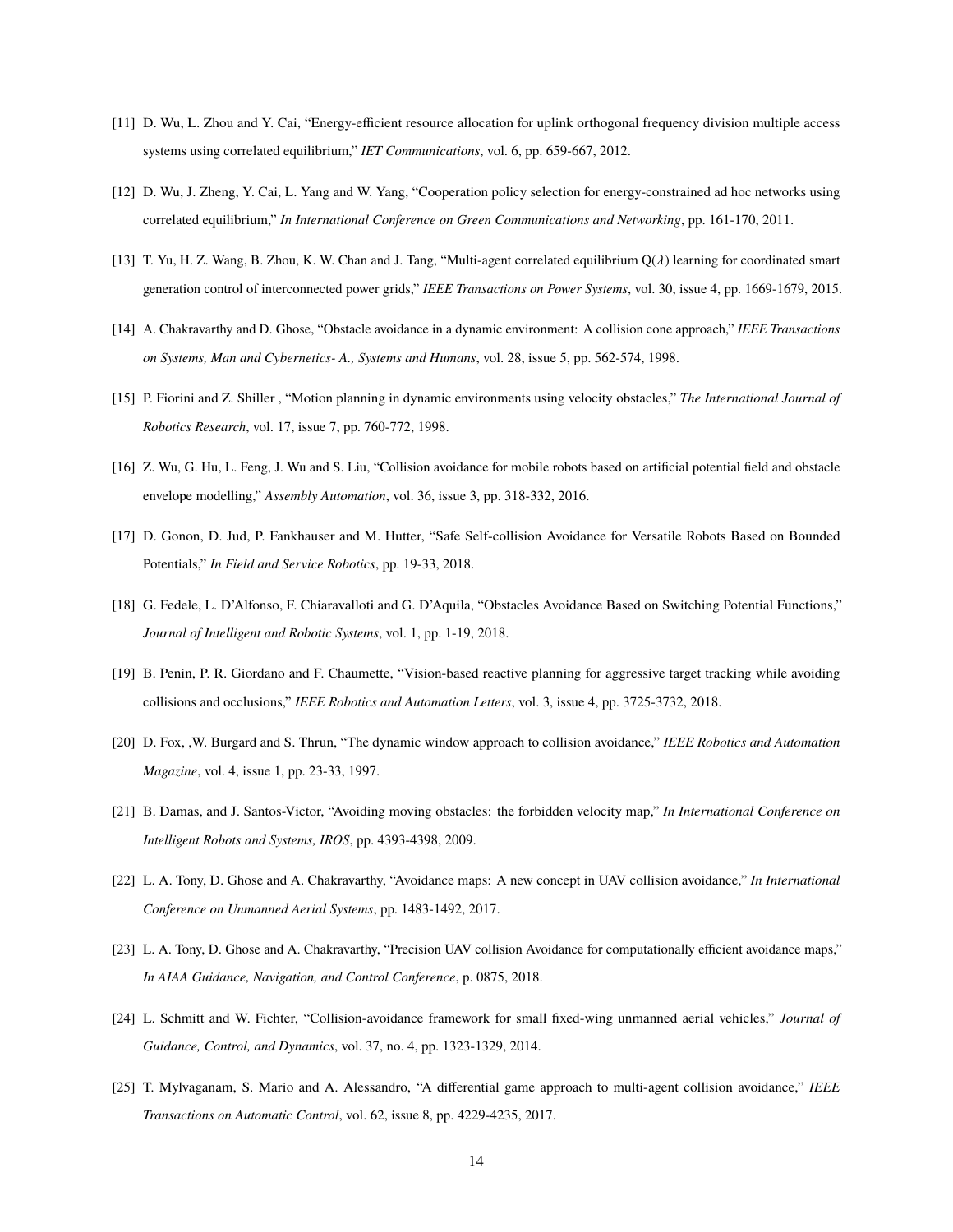[11] D. Wu, L. Zhou and Y. Cai, "Energy-efficient resource allocation for uplink orthogonal frequency division multiple access systems using correlated equilibrium," *IET Communications*, vol. 6, pp. 659-667, 2012.

[12] D. Wu, J. Zheng, Y. Cai, L. Yang and W. Yang, "Cooperation policy selection for energy-constrained ad hoc networks using correlated equilibrium," *In International Conference on Green Communications and Networking*, pp. 161-170, 2011.

[13] T. Yu, H. Z. Wang, B. Zhou, K. W. Chan and J. Tang, "Multi-agent correlated equilibrium Q($\lambda$) learning for coordinated smart generation control of interconnected power grids," *IEEE Transactions on Power Systems*, vol. 30, issue 4, pp. 1669-1679, 2015.

[14] A. Chakravarthy and D. Ghose, "Obstacle avoidance in a dynamic environment: A collision cone approach," *IEEE Transactions on Systems, Man and Cybernetics- A., Systems and Humans*, vol. 28, issue 5, pp. 562-574, 1998.

[15] P. Fiorini and Z. Shiller , "Motion planning in dynamic environments using velocity obstacles," *The International Journal of Robotics Research*, vol. 17, issue 7, pp. 760-772, 1998.

[16] Z. Wu, G. Hu, L. Feng, J. Wu and S. Liu, "Collision avoidance for mobile robots based on artificial potential field and obstacle envelope modelling," *Assembly Automation*, vol. 36, issue 3, pp. 318-332, 2016.

[17] D. Gonon, D. Jud, P. Fankhauser and M. Hutter, "Safe Self-collision Avoidance for Versatile Robots Based on Bounded Potentials," *In Field and Service Robotics*, pp. 19-33, 2018.

[18] G. Fedele, L. D'Alfonso, F. Chiaravalloti and G. D'Aquila, "Obstacles Avoidance Based on Switching Potential Functions," *Journal of Intelligent and Robotic Systems*, vol. 1, pp. 1-19, 2018.

[19] B. Penin, P. R. Giordano and F. Chaumette, "Vision-based reactive planning for aggressive target tracking while avoiding collisions and occlusions," *IEEE Robotics and Automation Letters*, vol. 3, issue 4, pp. 3725-3732, 2018.

[20] D. Fox, ,W. Burgard and S. Thrun, "The dynamic window approach to collision avoidance," *IEEE Robotics and Automation Magazine*, vol. 4, issue 1, pp. 23-33, 1997.

[21] B. Damas, and J. Santos-Victor, "Avoiding moving obstacles: the forbidden velocity map," *In International Conference on Intelligent Robots and Systems, IROS*, pp. 4393-4398, 2009.

[22] L. A. Tony, D. Ghose and A. Chakravarthy, "Avoidance maps: A new concept in UAV collision avoidance," *In International Conference on Unmanned Aerial Systems*, pp. 1483-1492, 2017.

[23] L. A. Tony, D. Ghose and A. Chakravarthy, "Precision UAV collision Avoidance for computationally efficient avoidance maps," *In AIAA Guidance, Navigation, and Control Conference*, p. 0875, 2018.

[24] L. Schmitt and W. Fichter, "Collision-avoidance framework for small fixed-wing unmanned aerial vehicles," *Journal of Guidance, Control, and Dynamics*, vol. 37, no. 4, pp. 1323-1329, 2014.

[25] T. Mylvaganam, S. Mario and A. Alessandro, "A differential game approach to multi-agent collision avoidance," *IEEE Transactions on Automatic Control*, vol. 62, issue 8, pp. 4229-4235, 2017.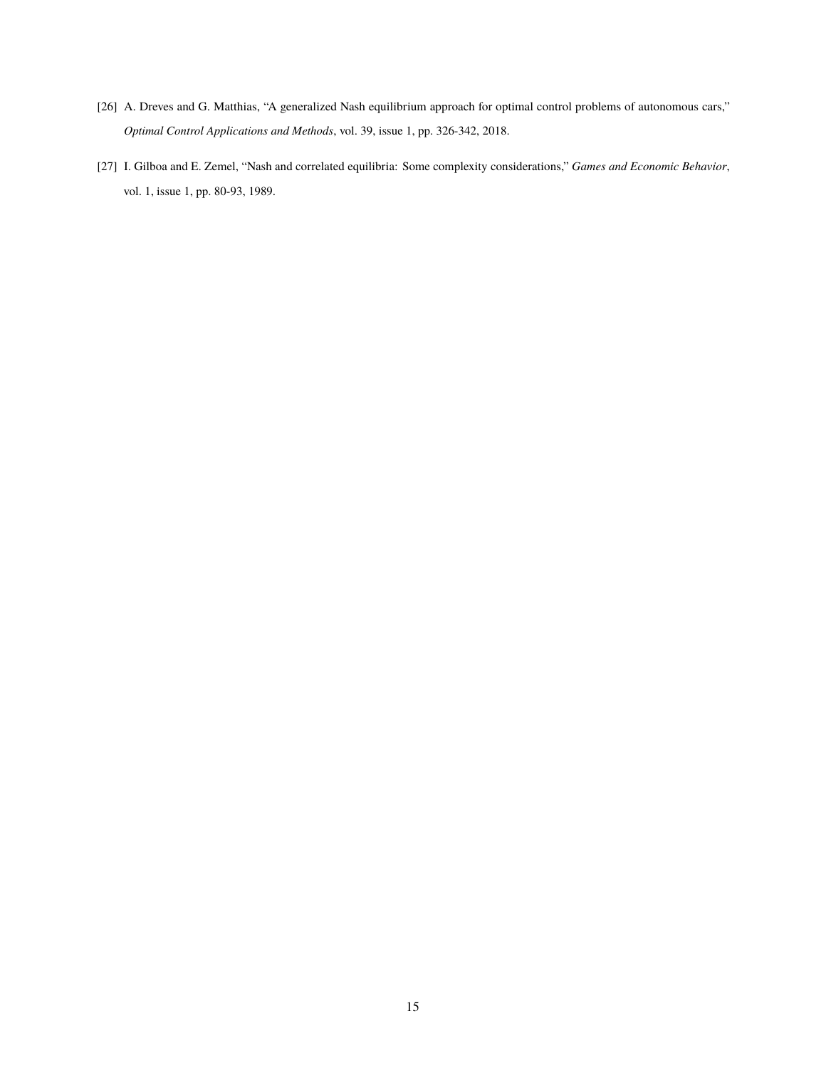[26] A. Dreves and G. Matthias, "A generalized Nash equilibrium approach for optimal control problems of autonomous cars," *Optimal Control Applications and Methods*, vol. 39, issue 1, pp. 326-342, 2018.

[27] I. Gilboa and E. Zemel, "Nash and correlated equilibria: Some complexity considerations," *Games and Economic Behavior*, vol. 1, issue 1, pp. 80-93, 1989.